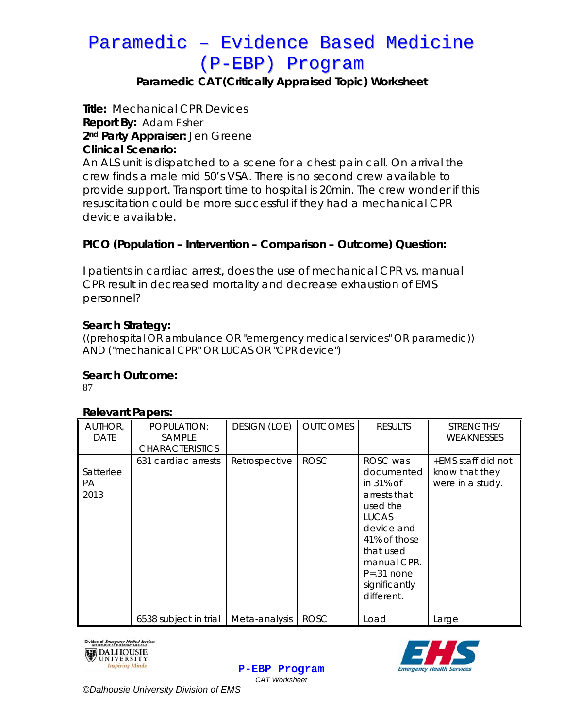# Paramedic – Evidence Based Medicine (P-EBP) Program

## Paramedic CAT (Critically Appraised Topic) Worksheet

**Title:** Mechanical CPR Devices
**Report By:** Adam Fisher
**2nd Party Appraiser:** Jen Greene
**Clinical Scenario:**
An ALS unit is dispatched to a scene for a chest pain call. On arrival the crew finds a male mid 50's VSA. There is no second crew available to provide support. Transport time to hospital is 20min. The crew wonder if this resuscitation could be more successful if they had a mechanical CPR device available.

**PICO (Population – Intervention – Comparison – Outcome) Question:**

I patients in cardiac arrest, does the use of mechanical CPR vs. manual CPR result in decreased mortality and decrease exhaustion of EMS personnel?

**Search Strategy:**
((prehospital OR ambulance OR "emergency medical services" OR paramedic)) AND ("mechanical CPR" OR LUCAS OR "CPR device")

**Search Outcome:**
87

**Relevant Papers:**

| AUTHOR, DATE | POPULATION: SAMPLE CHARACTERISTICS | DESIGN (LOE) | OUTCOMES | RESULTS | STRENGTHS/ WEAKNESSES |
|---|---|---|---|---|---|
| Satterlee PA 2013 | 631 cardiac arrests | Retrospective | ROSC | ROSC was documented in 31% of arrests that used the LUCAS device and 41% of those that used manual CPR. P=.31 none significantly different. | +EMS staff did not know that they were in a study. |
| | 6538 subject in trial | Meta-analysis | ROSC | Load | Large |

P-EBP Program
*CAT Worksheet*

*©Dalhousie University Division of EMS*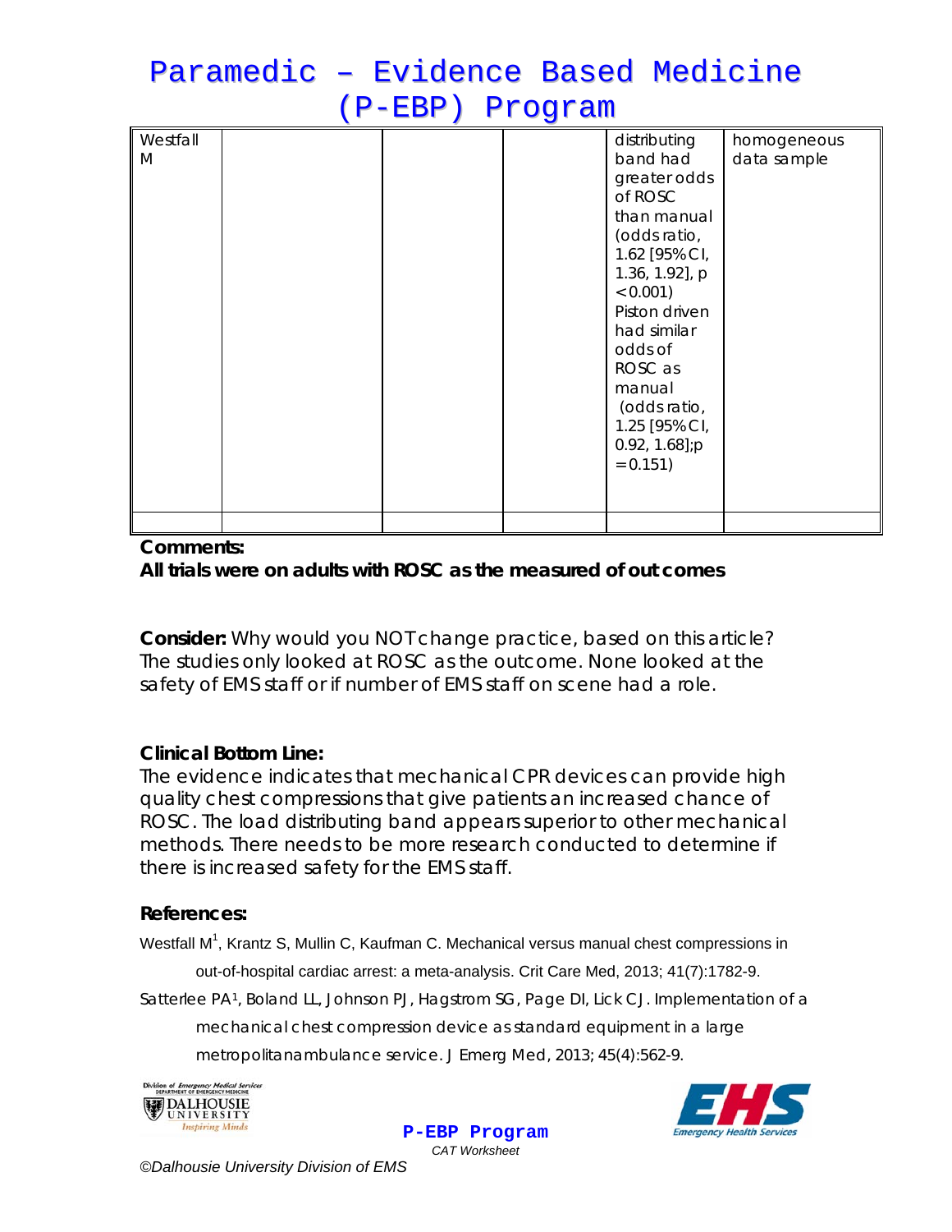| Westfall M | | | | distributing band had greater odds of ROSC than manual (odds ratio, 1.62 [95% CI, 1.36, 1.92], p < 0.001) Piston driven had similar odds of ROSC as manual (odds ratio, 1.25 [95% CI, 0.92, 1.68];p = 0.151) | homogeneous data sample |
|---|---|---|---|---|---|
| | | | | | |

**Comments:**

**All trials were on adults with ROSC as the measured of out comes**

**Consider:** Why would you NOT change practice, based on this article? The studies only looked at ROSC as the outcome. None looked at the safety of EMS staff or if number of EMS staff on scene had a role.

**Clinical Bottom Line:**

The evidence indicates that mechanical CPR devices can provide high quality chest compressions that give patients an increased chance of ROSC. The load distributing band appears superior to other mechanical methods. There needs to be more research conducted to determine if there is increased safety for the EMS staff.

**References:**

Westfall M[1], Krantz S, Mullin C, Kaufman C. Mechanical versus manual chest compressions in out-of-hospital cardiac arrest: a meta-analysis. Crit Care Med, 2013; 41(7):1782-9.

Satterlee PA[1], Boland LL, Johnson PJ, Hagstrom SG, Page DI, Lick CJ. Implementation of a mechanical chest compression device as standard equipment in a large metropolitanambulance service. J Emerg Med, 2013; 45(4):562-9.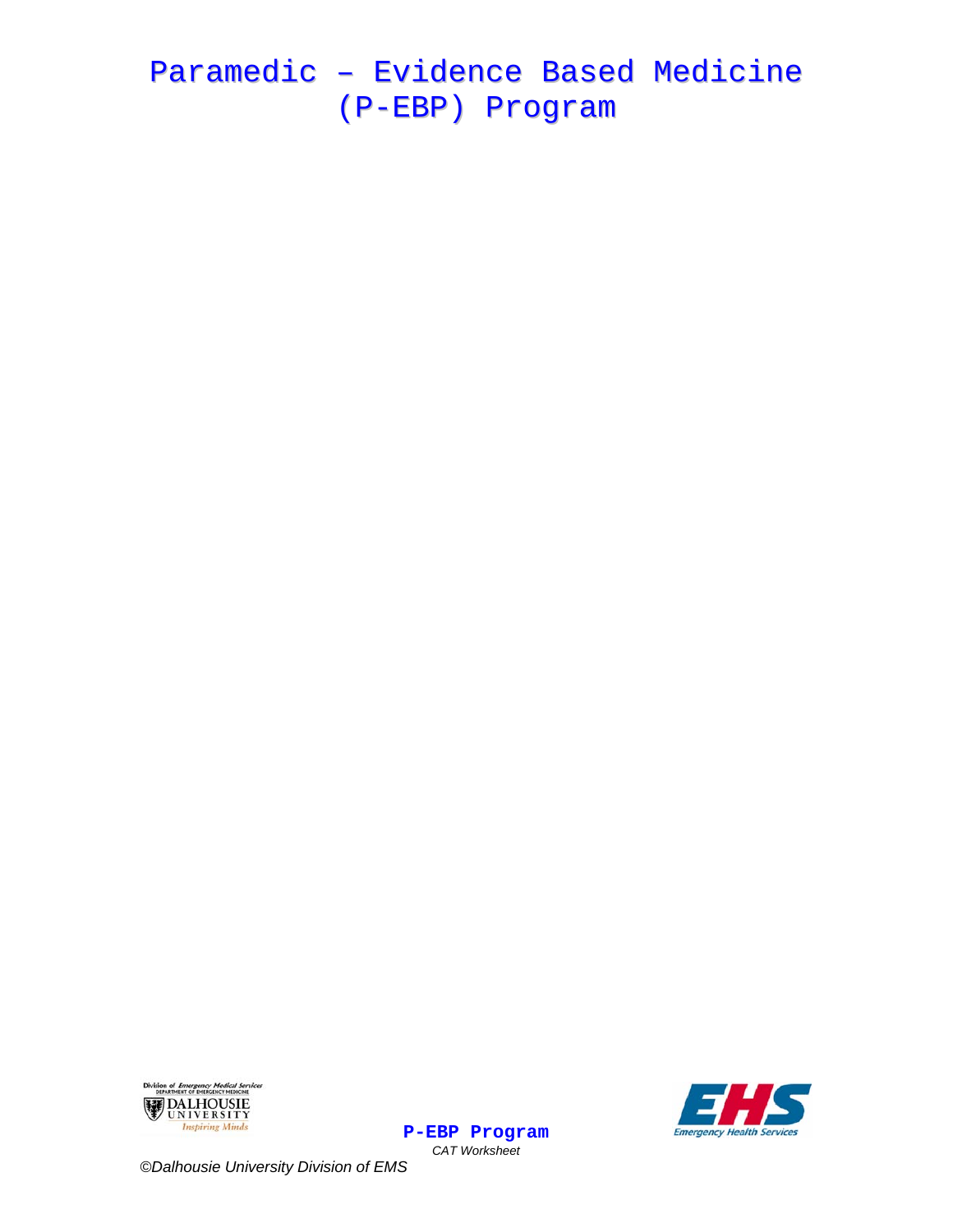# Paramedic – Evidence Based Medicine (P-EBP) Program